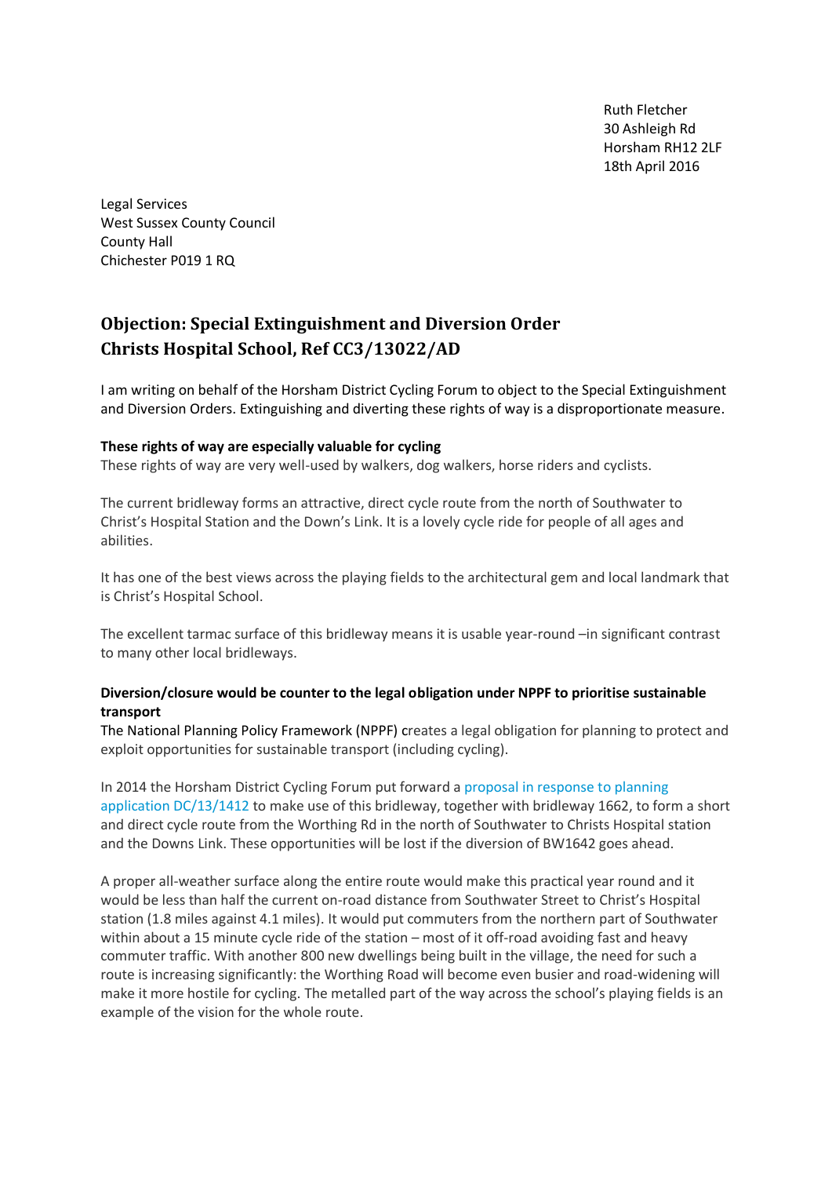Ruth Fletcher
30 Ashleigh Rd
Horsham RH12 2LF
18th April 2016

Legal Services
West Sussex County Council
County Hall
Chichester P019 1 RQ

# Objection: Special Extinguishment and Diversion Order Christs Hospital School, Ref CC3/13022/AD

I am writing on behalf of the Horsham District Cycling Forum to object to the Special Extinguishment and Diversion Orders. Extinguishing and diverting these rights of way is a disproportionate measure.

**These rights of way are especially valuable for cycling**

These rights of way are very well-used by walkers, dog walkers, horse riders and cyclists.

The current bridleway forms an attractive, direct cycle route from the north of Southwater to Christ's Hospital Station and the Down's Link. It is a lovely cycle ride for people of all ages and abilities.

It has one of the best views across the playing fields to the architectural gem and local landmark that is Christ's Hospital School.

The excellent tarmac surface of this bridleway means it is usable year-round –in significant contrast to many other local bridleways.

**Diversion/closure would be counter to the legal obligation under NPPF to prioritise sustainable transport**

The National Planning Policy Framework (NPPF) creates a legal obligation for planning to protect and exploit opportunities for sustainable transport (including cycling).

In 2014 the Horsham District Cycling Forum put forward a proposal in response to planning application DC/13/1412 to make use of this bridleway, together with bridleway 1662, to form a short and direct cycle route from the Worthing Rd in the north of Southwater to Christs Hospital station and the Downs Link. These opportunities will be lost if the diversion of BW1642 goes ahead.

A proper all-weather surface along the entire route would make this practical year round and it would be less than half the current on-road distance from Southwater Street to Christ's Hospital station (1.8 miles against 4.1 miles). It would put commuters from the northern part of Southwater within about a 15 minute cycle ride of the station – most of it off-road avoiding fast and heavy commuter traffic. With another 800 new dwellings being built in the village, the need for such a route is increasing significantly: the Worthing Road will become even busier and road-widening will make it more hostile for cycling. The metalled part of the way across the school's playing fields is an example of the vision for the whole route.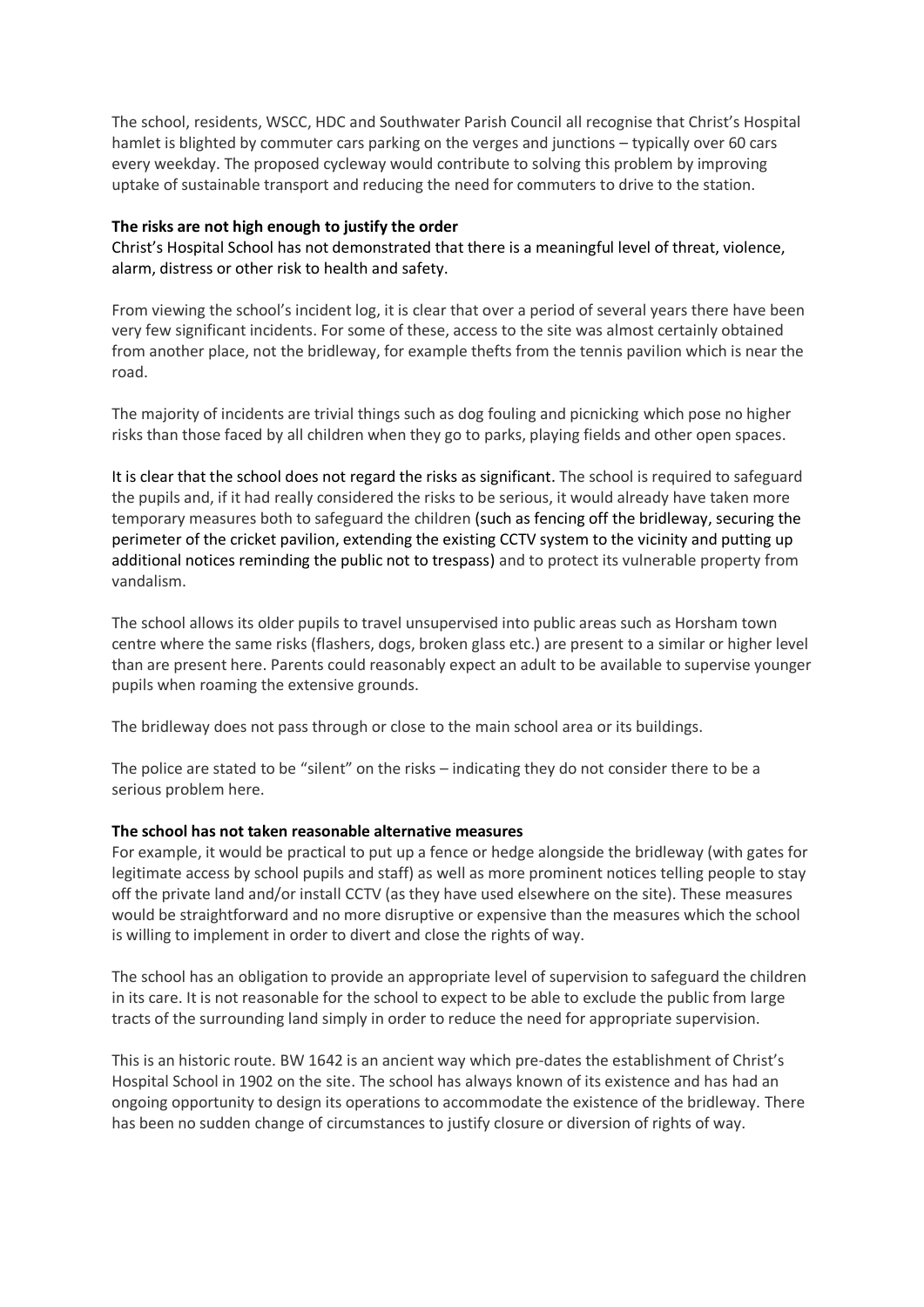The school, residents, WSCC, HDC and Southwater Parish Council all recognise that Christ's Hospital hamlet is blighted by commuter cars parking on the verges and junctions – typically over 60 cars every weekday. The proposed cycleway would contribute to solving this problem by improving uptake of sustainable transport and reducing the need for commuters to drive to the station.

**The risks are not high enough to justify the order**

Christ's Hospital School has not demonstrated that there is a meaningful level of threat, violence, alarm, distress or other risk to health and safety.

From viewing the school's incident log, it is clear that over a period of several years there have been very few significant incidents. For some of these, access to the site was almost certainly obtained from another place, not the bridleway, for example thefts from the tennis pavilion which is near the road.

The majority of incidents are trivial things such as dog fouling and picnicking which pose no higher risks than those faced by all children when they go to parks, playing fields and other open spaces.

It is clear that the school does not regard the risks as significant. The school is required to safeguard the pupils and, if it had really considered the risks to be serious, it would already have taken more temporary measures both to safeguard the children (such as fencing off the bridleway, securing the perimeter of the cricket pavilion, extending the existing CCTV system to the vicinity and putting up additional notices reminding the public not to trespass) and to protect its vulnerable property from vandalism.

The school allows its older pupils to travel unsupervised into public areas such as Horsham town centre where the same risks (flashers, dogs, broken glass etc.) are present to a similar or higher level than are present here. Parents could reasonably expect an adult to be available to supervise younger pupils when roaming the extensive grounds.

The bridleway does not pass through or close to the main school area or its buildings.

The police are stated to be "silent" on the risks – indicating they do not consider there to be a serious problem here.

**The school has not taken reasonable alternative measures**

For example, it would be practical to put up a fence or hedge alongside the bridleway (with gates for legitimate access by school pupils and staff) as well as more prominent notices telling people to stay off the private land and/or install CCTV (as they have used elsewhere on the site). These measures would be straightforward and no more disruptive or expensive than the measures which the school is willing to implement in order to divert and close the rights of way.

The school has an obligation to provide an appropriate level of supervision to safeguard the children in its care. It is not reasonable for the school to expect to be able to exclude the public from large tracts of the surrounding land simply in order to reduce the need for appropriate supervision.

This is an historic route. BW 1642 is an ancient way which pre-dates the establishment of Christ's Hospital School in 1902 on the site. The school has always known of its existence and has had an ongoing opportunity to design its operations to accommodate the existence of the bridleway. There has been no sudden change of circumstances to justify closure or diversion of rights of way.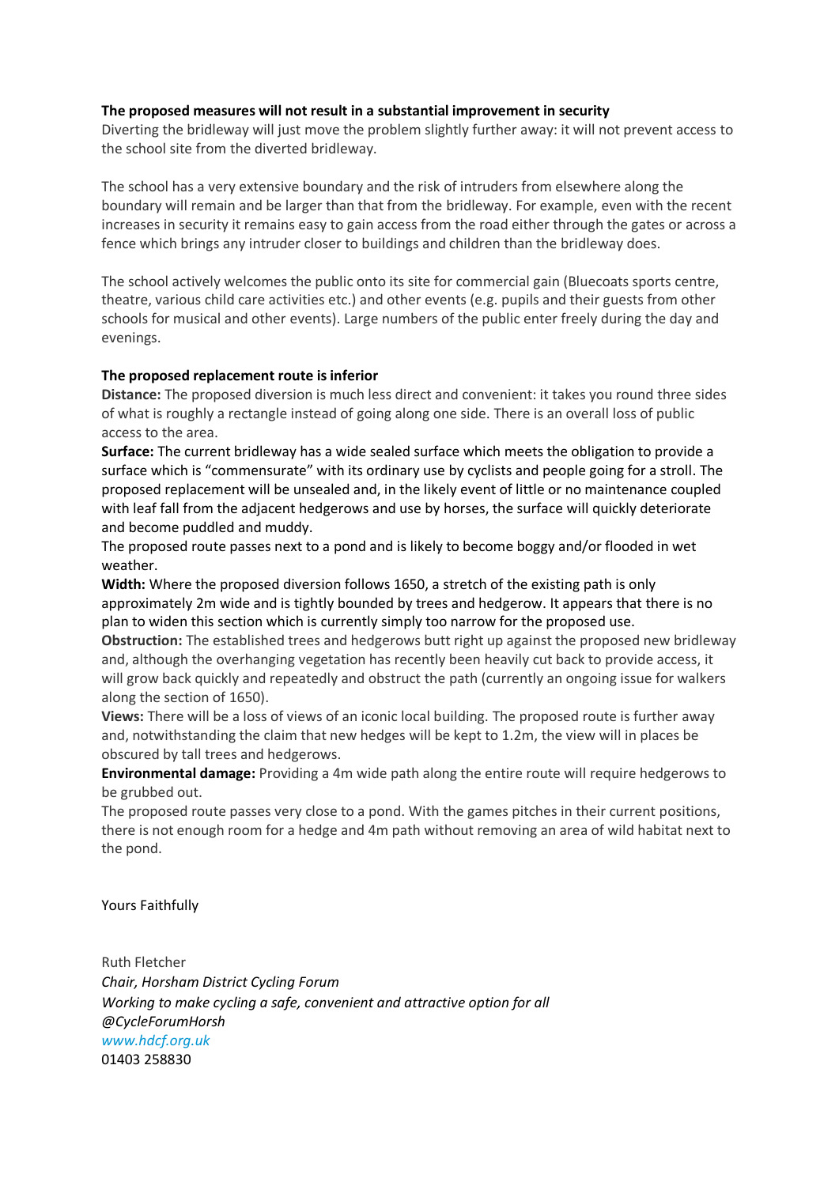**The proposed measures will not result in a substantial improvement in security**

Diverting the bridleway will just move the problem slightly further away: it will not prevent access to the school site from the diverted bridleway.

The school has a very extensive boundary and the risk of intruders from elsewhere along the boundary will remain and be larger than that from the bridleway. For example, even with the recent increases in security it remains easy to gain access from the road either through the gates or across a fence which brings any intruder closer to buildings and children than the bridleway does.

The school actively welcomes the public onto its site for commercial gain (Bluecoats sports centre, theatre, various child care activities etc.) and other events (e.g. pupils and their guests from other schools for musical and other events). Large numbers of the public enter freely during the day and evenings.

**The proposed replacement route is inferior**

**Distance:** The proposed diversion is much less direct and convenient: it takes you round three sides of what is roughly a rectangle instead of going along one side. There is an overall loss of public access to the area.

**Surface:** The current bridleway has a wide sealed surface which meets the obligation to provide a surface which is "commensurate" with its ordinary use by cyclists and people going for a stroll. The proposed replacement will be unsealed and, in the likely event of little or no maintenance coupled with leaf fall from the adjacent hedgerows and use by horses, the surface will quickly deteriorate and become puddled and muddy.

The proposed route passes next to a pond and is likely to become boggy and/or flooded in wet weather.

**Width:** Where the proposed diversion follows 1650, a stretch of the existing path is only approximately 2m wide and is tightly bounded by trees and hedgerow. It appears that there is no plan to widen this section which is currently simply too narrow for the proposed use.

**Obstruction:** The established trees and hedgerows butt right up against the proposed new bridleway and, although the overhanging vegetation has recently been heavily cut back to provide access, it will grow back quickly and repeatedly and obstruct the path (currently an ongoing issue for walkers along the section of 1650).

**Views:** There will be a loss of views of an iconic local building. The proposed route is further away and, notwithstanding the claim that new hedges will be kept to 1.2m, the view will in places be obscured by tall trees and hedgerows.

**Environmental damage:** Providing a 4m wide path along the entire route will require hedgerows to be grubbed out.

The proposed route passes very close to a pond. With the games pitches in their current positions, there is not enough room for a hedge and 4m path without removing an area of wild habitat next to the pond.

Yours Faithfully

Ruth Fletcher
*Chair, Horsham District Cycling Forum*
*Working to make cycling a safe, convenient and attractive option for all*
*@CycleForumHorsh*
*www.hdcf.org.uk*
01403 258830